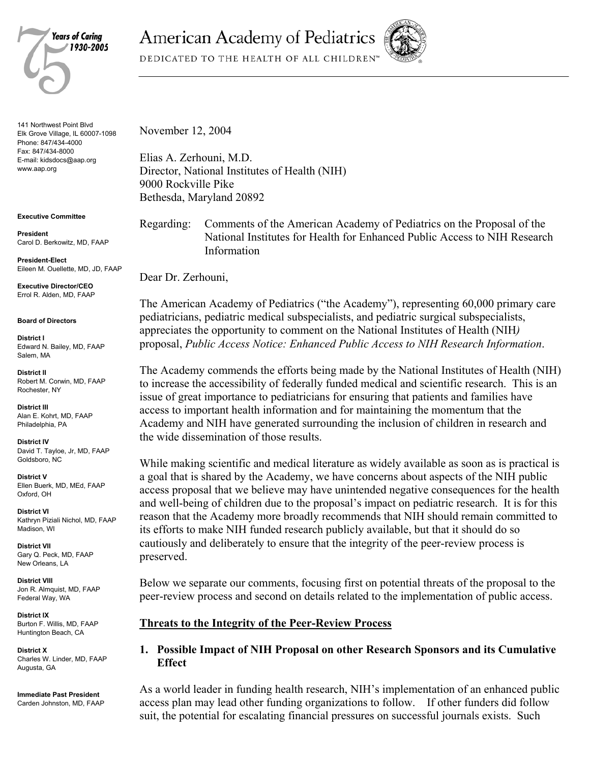# American Academy of Pediatrics

DEDICATED TO THE HEALTH OF ALL CHILDREN™

Years of Caring 1930-2005

141 Northwest Point Blvd
Elk Grove Village, IL 60007-1098
Phone: 847/434-4000
Fax: 847/434-8000
E-mail: kidsdocs@aap.org
www.aap.org

**Executive Committee**

**President**
Carol D. Berkowitz, MD, FAAP

**President-Elect**
Eileen M. Ouellette, MD, JD, FAAP

**Executive Director/CEO**
Errol R. Alden, MD, FAAP

**Board of Directors**

**District I**
Edward N. Bailey, MD, FAAP
Salem, MA

**District II**
Robert M. Corwin, MD, FAAP
Rochester, NY

**District III**
Alan E. Kohrt, MD, FAAP
Philadelphia, PA

**District IV**
David T. Tayloe, Jr, MD, FAAP
Goldsboro, NC

**District V**
Ellen Buerk, MD, MEd, FAAP
Oxford, OH

**District VI**
Kathryn Piziali Nichol, MD, FAAP
Madison, WI

**District VII**
Gary Q. Peck, MD, FAAP
New Orleans, LA

**District VIII**
Jon R. Almquist, MD, FAAP
Federal Way, WA

**District IX**
Burton F. Willis, MD, FAAP
Huntington Beach, CA

**District X**
Charles W. Linder, MD, FAAP
Augusta, GA

**Immediate Past President**
Carden Johnston, MD, FAAP

---

November 12, 2004

Elias A. Zerhouni, M.D.
Director, National Institutes of Health (NIH)
9000 Rockville Pike
Bethesda, Maryland 20892

Regarding: Comments of the American Academy of Pediatrics on the Proposal of the National Institutes for Health for Enhanced Public Access to NIH Research Information

Dear Dr. Zerhouni,

The American Academy of Pediatrics ("the Academy"), representing 60,000 primary care pediatricians, pediatric medical subspecialists, and pediatric surgical subspecialists, appreciates the opportunity to comment on the National Institutes of Health (NIH*)* proposal, *Public Access Notice: Enhanced Public Access to NIH Research Information*.

The Academy commends the efforts being made by the National Institutes of Health (NIH) to increase the accessibility of federally funded medical and scientific research. This is an issue of great importance to pediatricians for ensuring that patients and families have access to important health information and for maintaining the momentum that the Academy and NIH have generated surrounding the inclusion of children in research and the wide dissemination of those results.

While making scientific and medical literature as widely available as soon as is practical is a goal that is shared by the Academy, we have concerns about aspects of the NIH public access proposal that we believe may have unintended negative consequences for the health and well-being of children due to the proposal's impact on pediatric research. It is for this reason that the Academy more broadly recommends that NIH should remain committed to its efforts to make NIH funded research publicly available, but that it should do so cautiously and deliberately to ensure that the integrity of the peer-review process is preserved.

Below we separate our comments, focusing first on potential threats of the proposal to the peer-review process and second on details related to the implementation of public access.

## Threats to the Integrity of the Peer-Review Process

### 1. Possible Impact of NIH Proposal on other Research Sponsors and its Cumulative Effect

As a world leader in funding health research, NIH's implementation of an enhanced public access plan may lead other funding organizations to follow. If other funders did follow suit, the potential for escalating financial pressures on successful journals exists. Such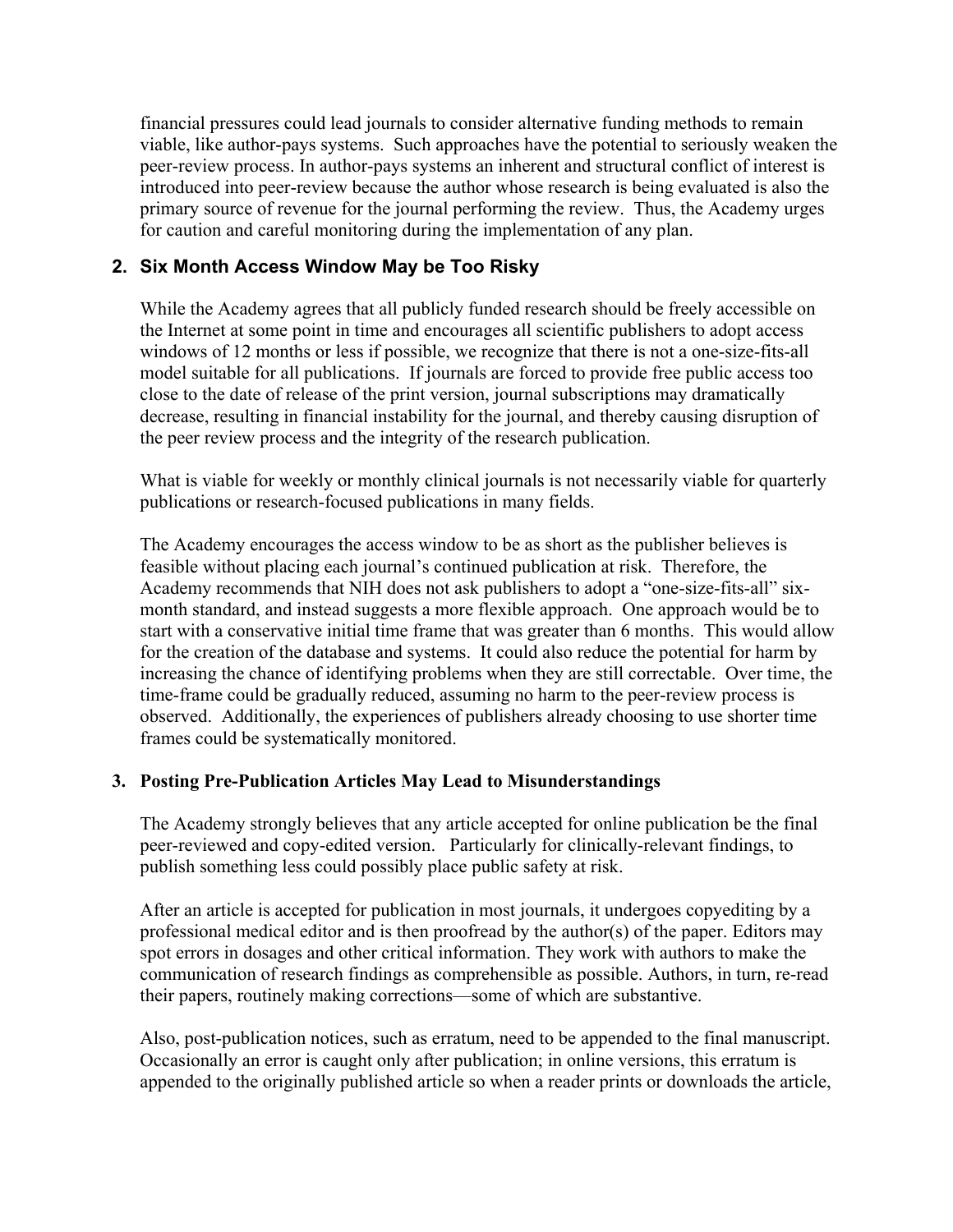financial pressures could lead journals to consider alternative funding methods to remain viable, like author-pays systems. Such approaches have the potential to seriously weaken the peer-review process. In author-pays systems an inherent and structural conflict of interest is introduced into peer-review because the author whose research is being evaluated is also the primary source of revenue for the journal performing the review. Thus, the Academy urges for caution and careful monitoring during the implementation of any plan.

## 2. Six Month Access Window May be Too Risky

While the Academy agrees that all publicly funded research should be freely accessible on the Internet at some point in time and encourages all scientific publishers to adopt access windows of 12 months or less if possible, we recognize that there is not a one-size-fits-all model suitable for all publications. If journals are forced to provide free public access too close to the date of release of the print version, journal subscriptions may dramatically decrease, resulting in financial instability for the journal, and thereby causing disruption of the peer review process and the integrity of the research publication.

What is viable for weekly or monthly clinical journals is not necessarily viable for quarterly publications or research-focused publications in many fields.

The Academy encourages the access window to be as short as the publisher believes is feasible without placing each journal's continued publication at risk. Therefore, the Academy recommends that NIH does not ask publishers to adopt a "one-size-fits-all" six-month standard, and instead suggests a more flexible approach. One approach would be to start with a conservative initial time frame that was greater than 6 months. This would allow for the creation of the database and systems. It could also reduce the potential for harm by increasing the chance of identifying problems when they are still correctable. Over time, the time-frame could be gradually reduced, assuming no harm to the peer-review process is observed. Additionally, the experiences of publishers already choosing to use shorter time frames could be systematically monitored.

## 3. Posting Pre-Publication Articles May Lead to Misunderstandings

The Academy strongly believes that any article accepted for online publication be the final peer-reviewed and copy-edited version. Particularly for clinically-relevant findings, to publish something less could possibly place public safety at risk.

After an article is accepted for publication in most journals, it undergoes copyediting by a professional medical editor and is then proofread by the author(s) of the paper. Editors may spot errors in dosages and other critical information. They work with authors to make the communication of research findings as comprehensible as possible. Authors, in turn, re-read their papers, routinely making corrections—some of which are substantive.

Also, post-publication notices, such as erratum, need to be appended to the final manuscript. Occasionally an error is caught only after publication; in online versions, this erratum is appended to the originally published article so when a reader prints or downloads the article,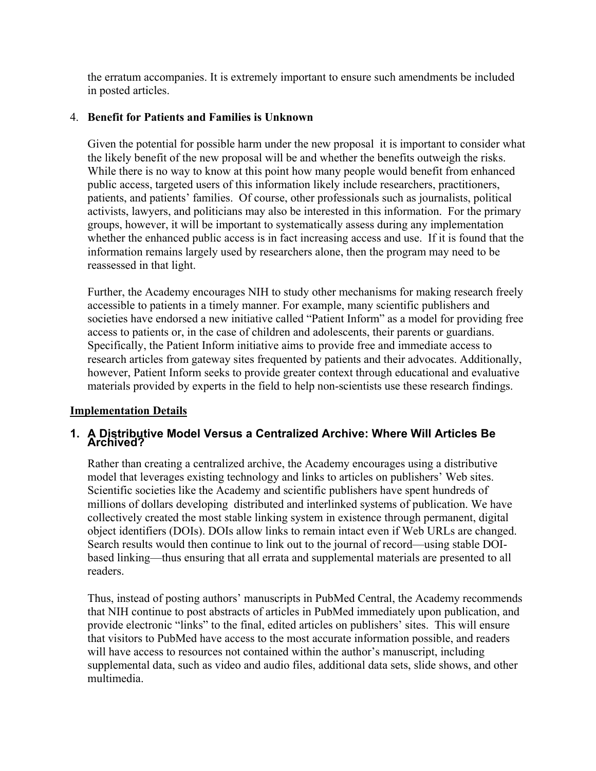the erratum accompanies. It is extremely important to ensure such amendments be included in posted articles.

4. **Benefit for Patients and Families is Unknown**

   Given the potential for possible harm under the new proposal it is important to consider what the likely benefit of the new proposal will be and whether the benefits outweigh the risks. While there is no way to know at this point how many people would benefit from enhanced public access, targeted users of this information likely include researchers, practitioners, patients, and patients' families. Of course, other professionals such as journalists, political activists, lawyers, and politicians may also be interested in this information. For the primary groups, however, it will be important to systematically assess during any implementation whether the enhanced public access is in fact increasing access and use. If it is found that the information remains largely used by researchers alone, then the program may need to be reassessed in that light.

   Further, the Academy encourages NIH to study other mechanisms for making research freely accessible to patients in a timely manner. For example, many scientific publishers and societies have endorsed a new initiative called "Patient Inform" as a model for providing free access to patients or, in the case of children and adolescents, their parents or guardians. Specifically, the Patient Inform initiative aims to provide free and immediate access to research articles from gateway sites frequented by patients and their advocates. Additionally, however, Patient Inform seeks to provide greater context through educational and evaluative materials provided by experts in the field to help non-scientists use these research findings.

## Implementation Details

### 1. A Distributive Model Versus a Centralized Archive: Where Will Articles Be Archived?

Rather than creating a centralized archive, the Academy encourages using a distributive model that leverages existing technology and links to articles on publishers' Web sites. Scientific societies like the Academy and scientific publishers have spent hundreds of millions of dollars developing distributed and interlinked systems of publication. We have collectively created the most stable linking system in existence through permanent, digital object identifiers (DOIs). DOIs allow links to remain intact even if Web URLs are changed. Search results would then continue to link out to the journal of record—using stable DOI-based linking—thus ensuring that all errata and supplemental materials are presented to all readers.

Thus, instead of posting authors' manuscripts in PubMed Central, the Academy recommends that NIH continue to post abstracts of articles in PubMed immediately upon publication, and provide electronic "links" to the final, edited articles on publishers' sites. This will ensure that visitors to PubMed have access to the most accurate information possible, and readers will have access to resources not contained within the author's manuscript, including supplemental data, such as video and audio files, additional data sets, slide shows, and other multimedia.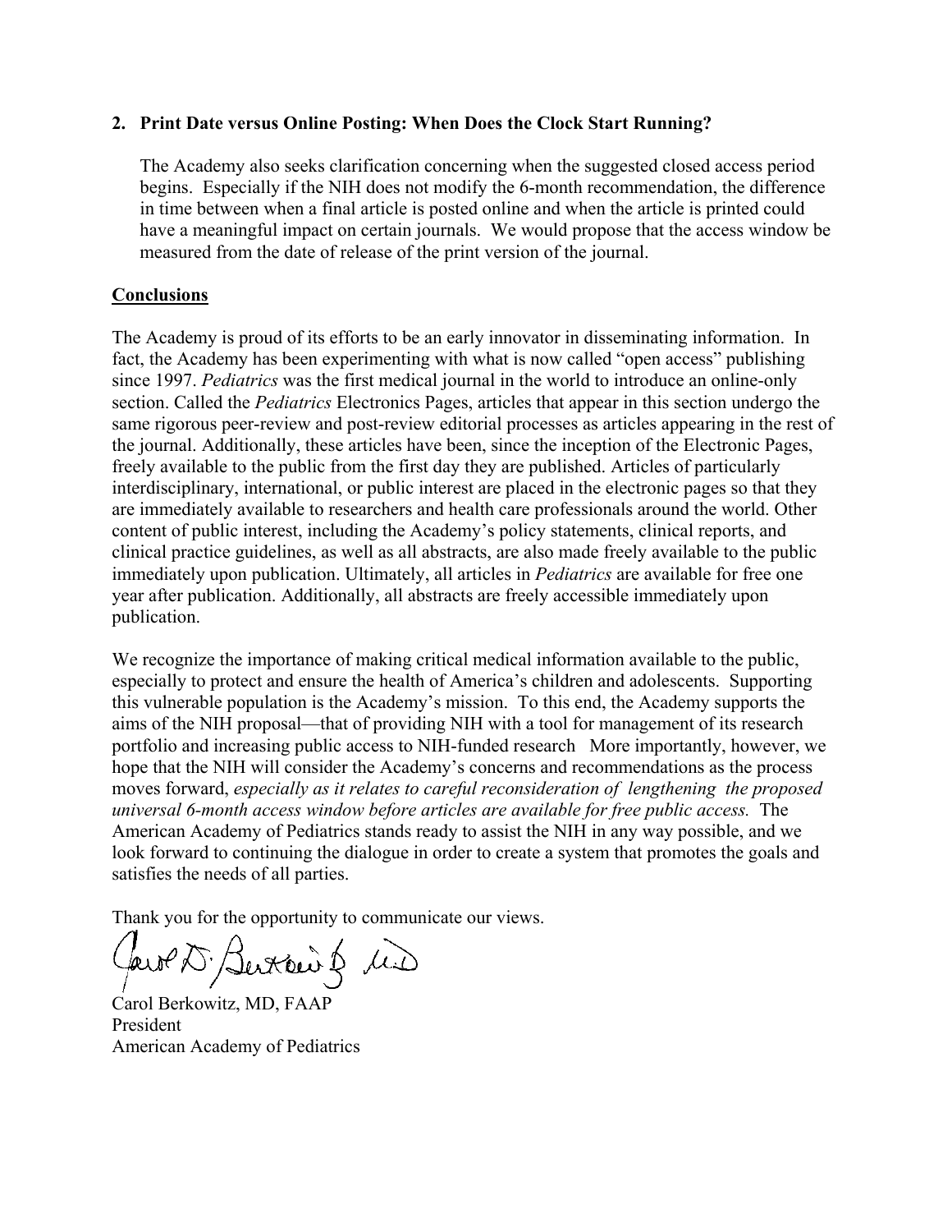### 2. Print Date versus Online Posting: When Does the Clock Start Running?

The Academy also seeks clarification concerning when the suggested closed access period begins. Especially if the NIH does not modify the 6-month recommendation, the difference in time between when a final article is posted online and when the article is printed could have a meaningful impact on certain journals. We would propose that the access window be measured from the date of release of the print version of the journal.

## Conclusions

The Academy is proud of its efforts to be an early innovator in disseminating information. In fact, the Academy has been experimenting with what is now called "open access" publishing since 1997. *Pediatrics* was the first medical journal in the world to introduce an online-only section. Called the *Pediatrics* Electronics Pages, articles that appear in this section undergo the same rigorous peer-review and post-review editorial processes as articles appearing in the rest of the journal. Additionally, these articles have been, since the inception of the Electronic Pages, freely available to the public from the first day they are published. Articles of particularly interdisciplinary, international, or public interest are placed in the electronic pages so that they are immediately available to researchers and health care professionals around the world. Other content of public interest, including the Academy's policy statements, clinical reports, and clinical practice guidelines, as well as all abstracts, are also made freely available to the public immediately upon publication. Ultimately, all articles in *Pediatrics* are available for free one year after publication. Additionally, all abstracts are freely accessible immediately upon publication.

We recognize the importance of making critical medical information available to the public, especially to protect and ensure the health of America's children and adolescents. Supporting this vulnerable population is the Academy's mission. To this end, the Academy supports the aims of the NIH proposal—that of providing NIH with a tool for management of its research portfolio and increasing public access to NIH-funded research More importantly, however, we hope that the NIH will consider the Academy's concerns and recommendations as the process moves forward, *especially as it relates to careful reconsideration of lengthening the proposed universal 6-month access window before articles are available for free public access.* The American Academy of Pediatrics stands ready to assist the NIH in any way possible, and we look forward to continuing the dialogue in order to create a system that promotes the goals and satisfies the needs of all parties.

Thank you for the opportunity to communicate our views.

Carol Berkowitz, MD, FAAP
President
American Academy of Pediatrics